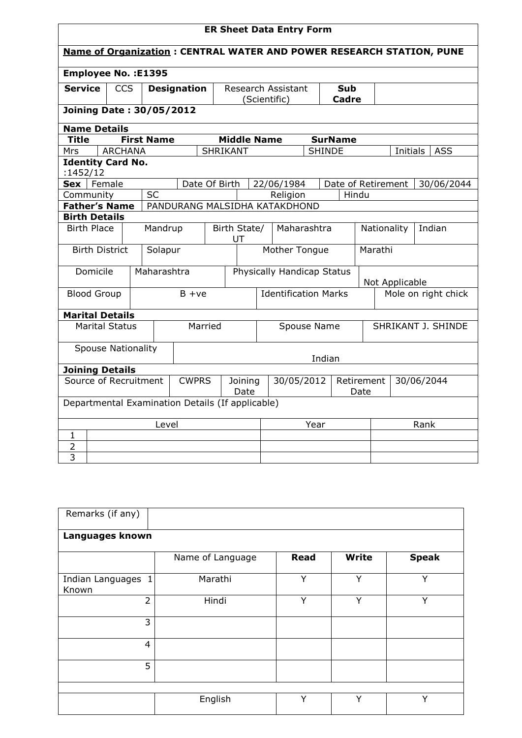# ER Sheet Data Entry Form

**Name of Organization : CENTRAL WATER AND POWER RESEARCH STATION, PUNE**

**Employee No. :E1395**

| **Service** | CCS | **Designation** | Research Assistant (Scientific) | **Sub Cadre** | |
|---|---|---|---|---|---|

**Joining Date : 30/05/2012**

**Name Details**

| **Title** | **First Name** | **Middle Name** | **SurName** | | |
|---|---|---|---|---|---|
| Mrs | ARCHANA | SHRIKANT | SHINDE | Initials | ASS |

**Identity Card No.** :1452/12

| **Sex** | Female | Date Of Birth | 22/06/1984 | Date of Retirement | 30/06/2044 |
|---|---|---|---|---|---|
| Community | SC | Religion | Hindu | | |
| **Father's Name** | PANDURANG MALSIDHA KATAKDHOND | | | | |

**Birth Details**

| Birth Place | Mandrup | Birth State/ UT | Maharashtra | Nationality | Indian |
|---|---|---|---|---|---|
| Birth District | Solapur | Mother Tongue | Marathi | | |
| Domicile | Maharashtra | Physically Handicap Status | Not Applicable | | |
| Blood Group | B +ve | Identification Marks | Mole on right chick | | |

**Marital Details**

| Marital Status | Married | Spouse Name | SHRIKANT J. SHINDE |
|---|---|---|---|
| Spouse Nationality | Indian | | |

**Joining Details**

| Source of Recruitment | CWPRS | Joining Date | 30/05/2012 | Retirement Date | 30/06/2044 |
|---|---|---|---|---|---|

Departmental Examination Details (If applicable)

| | Level | Year | Rank |
|---|---|---|---|
| 1 | | | |
| 2 | | | |
| 3 | | | |

| Remarks (if any) | |
|---|---|

**Languages known**

| | Name of Language | **Read** | **Write** | **Speak** |
|---|---|---|---|---|
| Indian Languages Known 1 | Marathi | Y | Y | Y |
| 2 | Hindi | Y | Y | Y |
| 3 | | | | |
| 4 | | | | |
| 5 | | | | |
| | English | Y | Y | Y |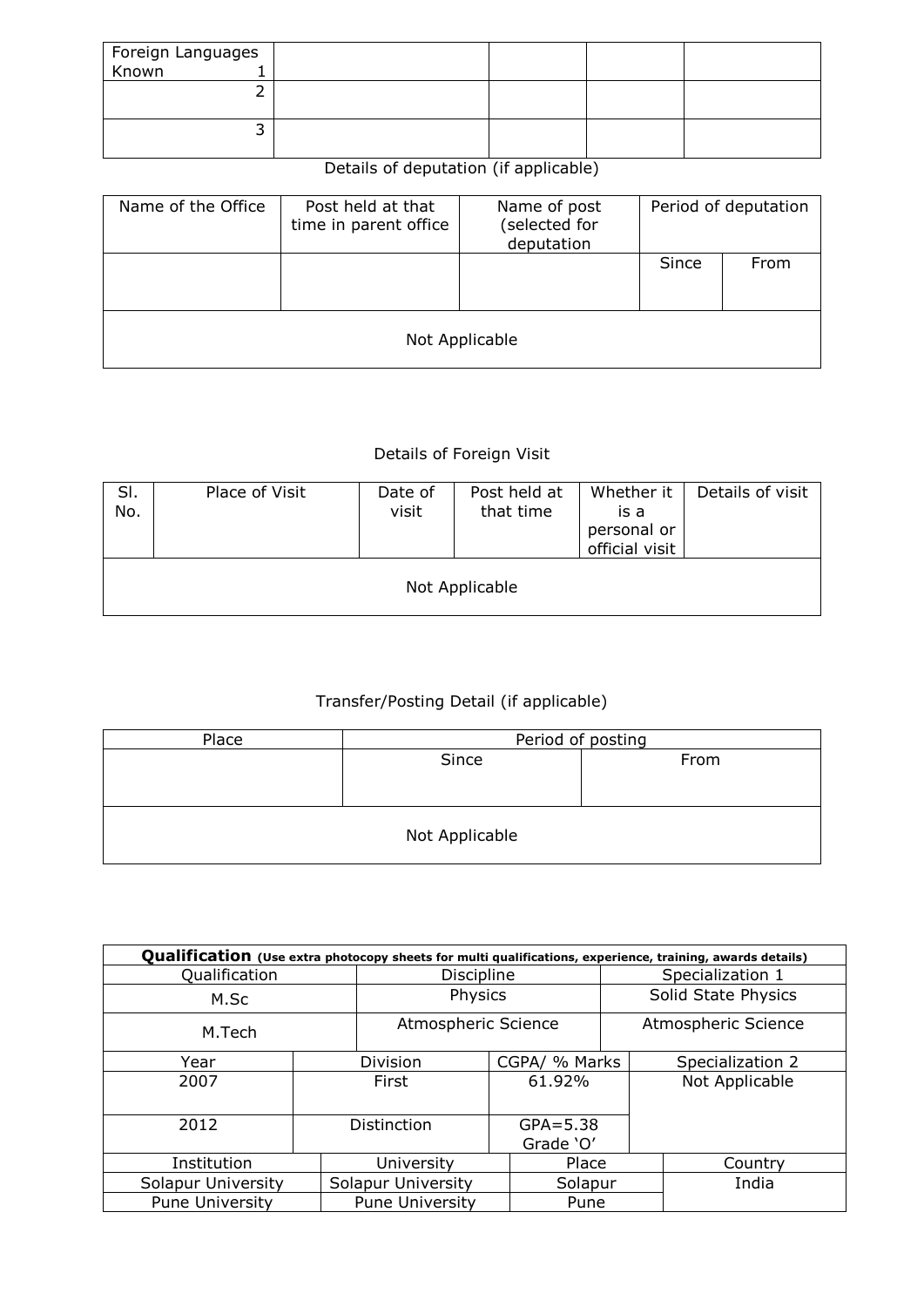| Foreign Languages Known 1 | | | | |
|---|---|---|---|---|
| 2 | | | | |
| 3 | | | | |

Details of deputation (if applicable)

| Name of the Office | Post held at that time in parent office | Name of post (selected for deputation | Period of deputation | |
|---|---|---|---|---|
| | | | Since | From |
| Not Applicable | | | | |

Details of Foreign Visit

| Sl. No. | Place of Visit | Date of visit | Post held at that time | Whether it is a personal or official visit | Details of visit |
|---|---|---|---|---|---|
| Not Applicable | | | | | |

Transfer/Posting Detail (if applicable)

| Place | Period of posting | |
|---|---|---|
| | Since | From |
| Not Applicable | | |

**Qualification** **(Use extra photocopy sheets for multi qualifications, experience, training, awards details)**

| Qualification | Discipline | Specialization 1 |
|---|---|---|
| M.Sc | Physics | Solid State Physics |
| M.Tech | Atmospheric Science | Atmospheric Science |

| Year | Division | CGPA/ % Marks | Specialization 2 |
|---|---|---|---|
| 2007 | First | 61.92% | Not Applicable |
| 2012 | Distinction | GPA=5.38 Grade 'O' | |

| Institution | University | Place | Country |
|---|---|---|---|
| Solapur University | Solapur University | Solapur | India |
| Pune University | Pune University | Pune | |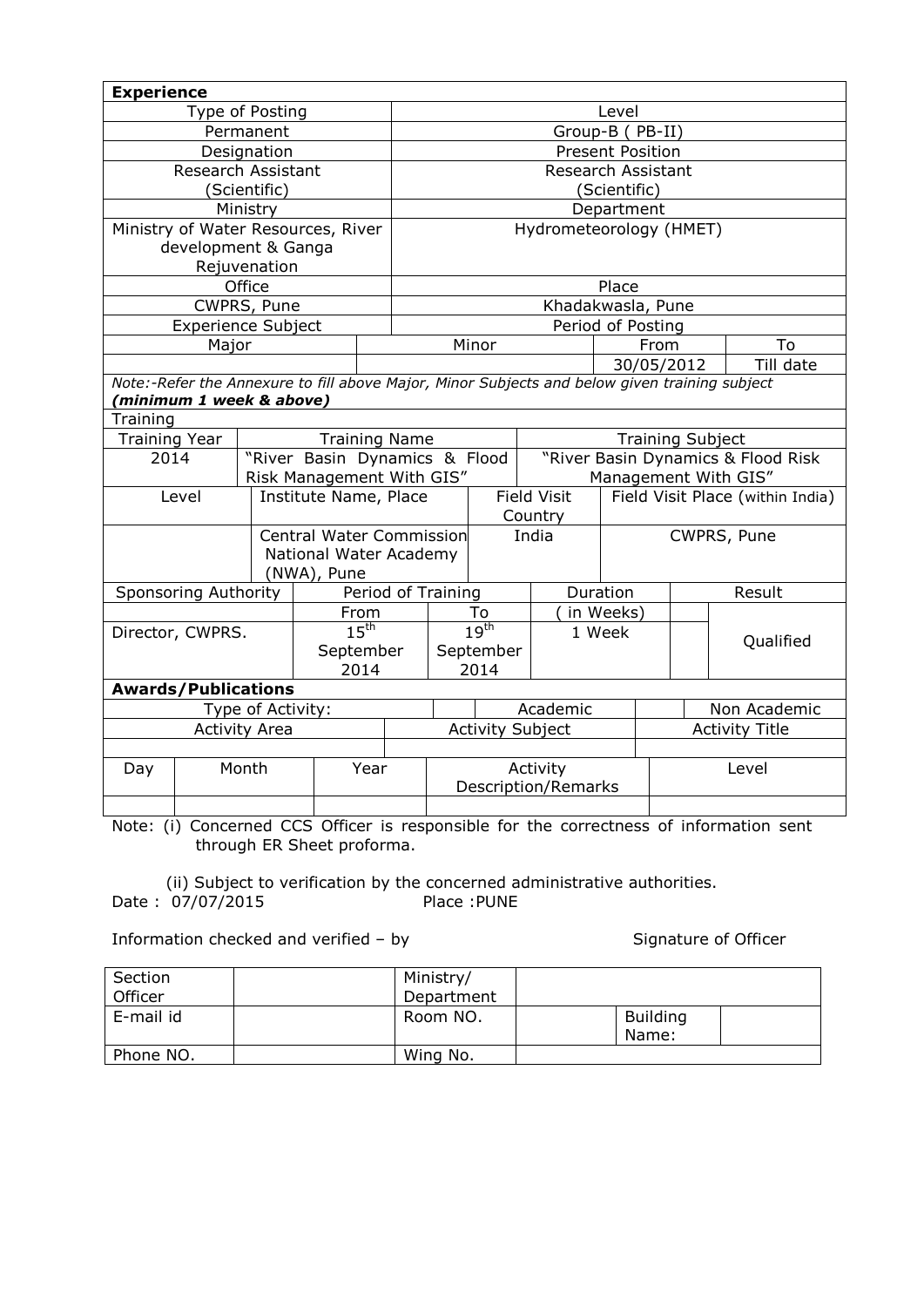| **Experience** | |
|---|---|
| Type of Posting | Level |
| Permanent | Group-B ( PB-II) |
| Designation | Present Position |
| Research Assistant (Scientific) | Research Assistant (Scientific) |
| Ministry | Department |
| Ministry of Water Resources, River development & Ganga Rejuvenation | Hydrometeorology (HMET) |
| Office | Place |
| CWPRS, Pune | Khadakwasla, Pune |
| Experience Subject | Period of Posting |

| Major | Minor | From | To |
|---|---|---|---|
| | | 30/05/2012 | Till date |

*Note:-Refer the Annexure to fill above Major, Minor Subjects and below given training subject* ***(minimum 1 week & above)***

| Training | | | | |
|---|---|---|---|---|
| Training Year | Training Name | | Training Subject | |
| 2014 | "River Basin Dynamics & Flood Risk Management With GIS" | | "River Basin Dynamics & Flood Risk Management With GIS" | |
| Level | Institute Name, Place | Field Visit Country | Field Visit Place (within India) | |
| | Central Water Commission National Water Academy (NWA), Pune | India | CWPRS, Pune | |

| Sponsoring Authority | Period of Training | | Duration | | Result |
|---|---|---|---|---|---|
| | From | To | ( in Weeks) | | |
| Director, CWPRS. | 15th September 2014 | 19th September 2014 | 1 Week | | Qualified |

| **Awards/Publications** | | | | | |
|---|---|---|---|---|---|
| Type of Activity: | | | Academic | | Non Academic |
| Activity Area | | | Activity Subject | | Activity Title |
| | | | | | |
| Day | Month | Year | Activity Description/Remarks | | Level |
| | | | | | |

Note: (i) Concerned CCS Officer is responsible for the correctness of information sent through ER Sheet proforma.

(ii) Subject to verification by the concerned administrative authorities.

Date : 07/07/2015 Place :PUNE

Information checked and verified – by Signature of Officer

| | | | | | |
|---|---|---|---|---|---|
| Section Officer | | Ministry/ Department | | | |
| E-mail id | | Room NO. | | Building Name: | |
| Phone NO. | | Wing No. | | | |